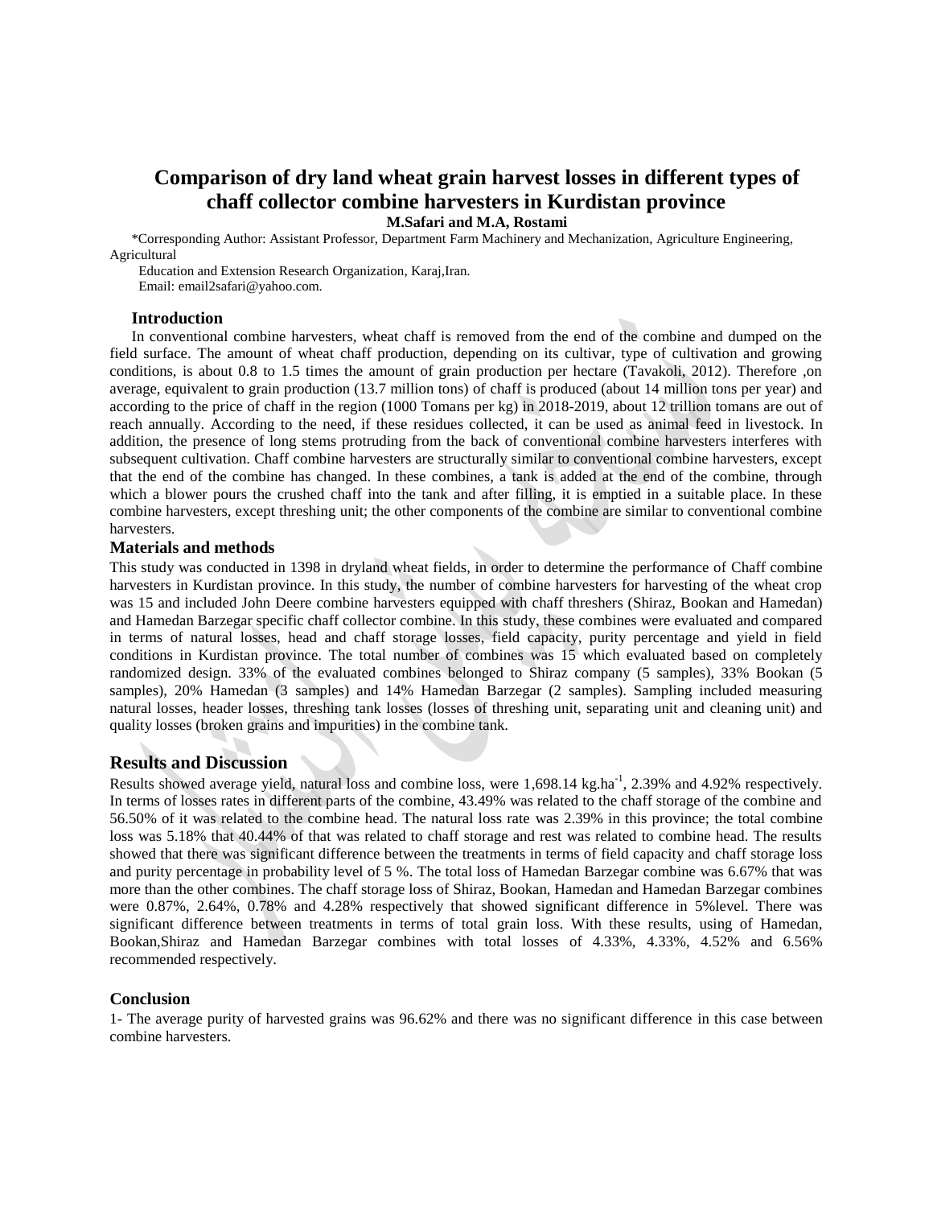# Comparison of dry land wheat grain harvest losses in different types of chaff collector combine harvesters in Kurdistan province

**M.Safari and M.A, Rostami**

*Corresponding Author: Assistant Professor, Department Farm Machinery and Mechanization, Agriculture Engineering, Agricultural Education and Extension Research Organization, Karaj,Iran.
Email: email2safari@yahoo.com.

## Introduction

In conventional combine harvesters, wheat chaff is removed from the end of the combine and dumped on the field surface. The amount of wheat chaff production, depending on its cultivar, type of cultivation and growing conditions, is about 0.8 to 1.5 times the amount of grain production per hectare (Tavakoli, 2012). Therefore ,on average, equivalent to grain production (13.7 million tons) of chaff is produced (about 14 million tons per year) and according to the price of chaff in the region (1000 Tomans per kg) in 2018-2019, about 12 trillion tomans are out of reach annually. According to the need, if these residues collected, it can be used as animal feed in livestock. In addition, the presence of long stems protruding from the back of conventional combine harvesters interferes with subsequent cultivation. Chaff combine harvesters are structurally similar to conventional combine harvesters, except that the end of the combine has changed. In these combines, a tank is added at the end of the combine, through which a blower pours the crushed chaff into the tank and after filling, it is emptied in a suitable place. In these combine harvesters, except threshing unit; the other components of the combine are similar to conventional combine harvesters.

## Materials and methods

This study was conducted in 1398 in dryland wheat fields, in order to determine the performance of Chaff combine harvesters in Kurdistan province. In this study, the number of combine harvesters for harvesting of the wheat crop was 15 and included John Deere combine harvesters equipped with chaff threshers (Shiraz, Bookan and Hamedan) and Hamedan Barzegar specific chaff collector combine. In this study, these combines were evaluated and compared in terms of natural losses, head and chaff storage losses, field capacity, purity percentage and yield in field conditions in Kurdistan province. The total number of combines was 15 which evaluated based on completely randomized design. 33% of the evaluated combines belonged to Shiraz company (5 samples), 33% Bookan (5 samples), 20% Hamedan (3 samples) and 14% Hamedan Barzegar (2 samples). Sampling included measuring natural losses, header losses, threshing tank losses (losses of threshing unit, separating unit and cleaning unit) and quality losses (broken grains and impurities) in the combine tank.

## Results and Discussion

Results showed average yield, natural loss and combine loss, were 1,698.14 kg.ha$^{-1}$, 2.39% and 4.92% respectively. In terms of losses rates in different parts of the combine, 43.49% was related to the chaff storage of the combine and 56.50% of it was related to the combine head. The natural loss rate was 2.39% in this province; the total combine loss was 5.18% that 40.44% of that was related to chaff storage and rest was related to combine head. The results showed that there was significant difference between the treatments in terms of field capacity and chaff storage loss and purity percentage in probability level of 5 %. The total loss of Hamedan Barzegar combine was 6.67% that was more than the other combines. The chaff storage loss of Shiraz, Bookan, Hamedan and Hamedan Barzegar combines were 0.87%, 2.64%, 0.78% and 4.28% respectively that showed significant difference in 5%level. There was significant difference between treatments in terms of total grain loss. With these results, using of Hamedan, Bookan,Shiraz and Hamedan Barzegar combines with total losses of 4.33%, 4.33%, 4.52% and 6.56% recommended respectively.

## Conclusion

1- The average purity of harvested grains was 96.62% and there was no significant difference in this case between combine harvesters.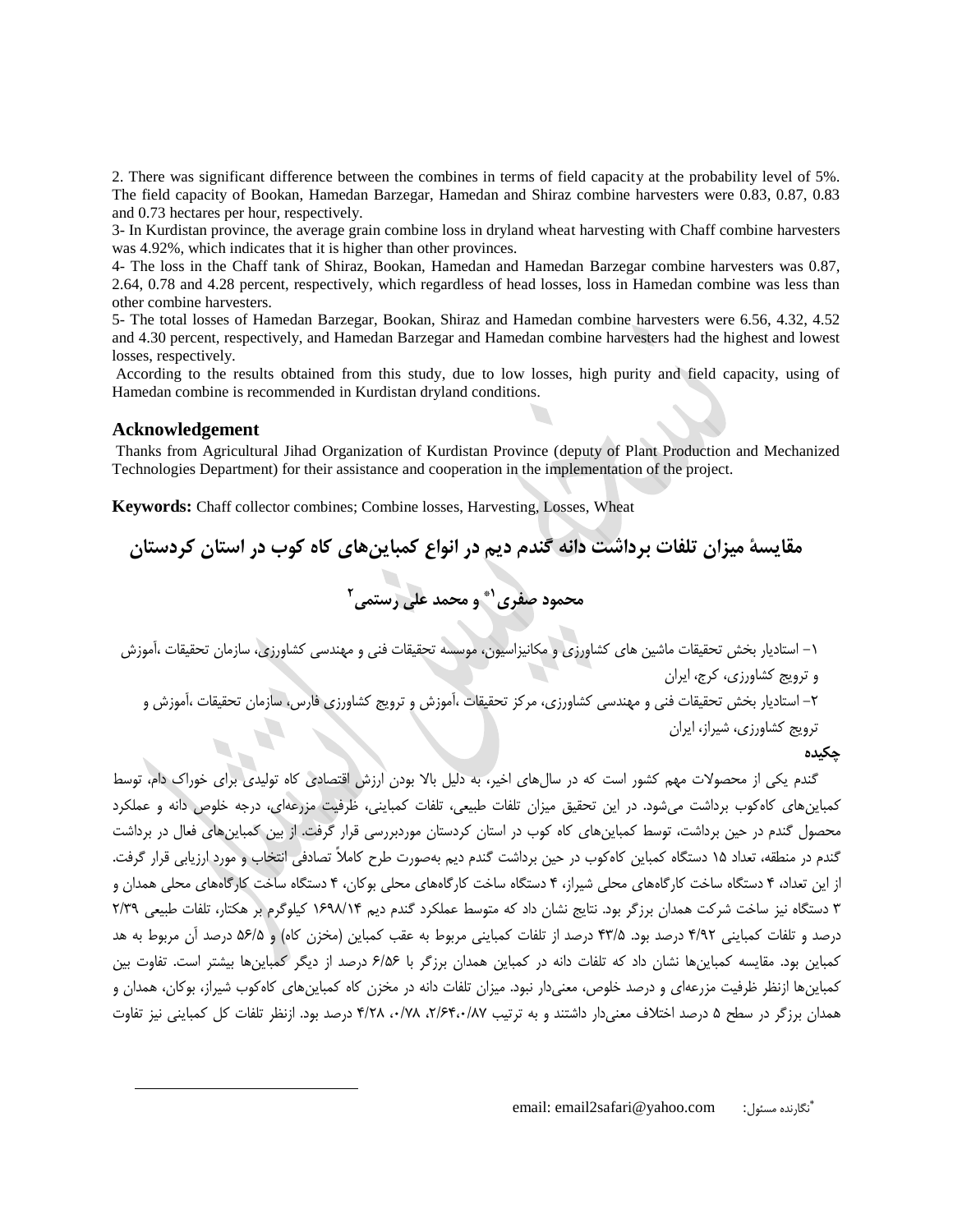2. There was significant difference between the combines in terms of field capacity at the probability level of 5%. The field capacity of Bookan, Hamedan Barzegar, Hamedan and Shiraz combine harvesters were 0.83, 0.87, 0.83 and 0.73 hectares per hour, respectively.

3- In Kurdistan province, the average grain combine loss in dryland wheat harvesting with Chaff combine harvesters was 4.92%, which indicates that it is higher than other provinces.

4- The loss in the Chaff tank of Shiraz, Bookan, Hamedan and Hamedan Barzegar combine harvesters was 0.87, 2.64, 0.78 and 4.28 percent, respectively, which regardless of head losses, loss in Hamedan combine was less than other combine harvesters.

5- The total losses of Hamedan Barzegar, Bookan, Shiraz and Hamedan combine harvesters were 6.56, 4.32, 4.52 and 4.30 percent, respectively, and Hamedan Barzegar and Hamedan combine harvesters had the highest and lowest losses, respectively.

According to the results obtained from this study, due to low losses, high purity and field capacity, using of Hamedan combine is recommended in Kurdistan dryland conditions.

## Acknowledgement

Thanks from Agricultural Jihad Organization of Kurdistan Province (deputy of Plant Production and Mechanized Technologies Department) for their assistance and cooperation in the implementation of the project.

**Keywords:** Chaff collector combines; Combine losses, Harvesting, Losses, Wheat

# مقایسهٔ میزان تلفات برداشت دانه گندم دیم در انواع کمباین‌های کاه کوب در استان کردستان

## محمود صفری[1]* و محمد علی رستمی[2]

۱- استادیار بخش تحقیقات ماشین های کشاورزی و مکانیزاسیون، موسسه تحقیقات فنی و مهندسی کشاورزی، سازمان تحقیقات ،آموزش و ترویج کشاورزی، کرج، ایران

۲- استادیار بخش تحقیقات فنی و مهندسی کشاورزی، مرکز تحقیقات ،آموزش و ترویج کشاورزی فارس، سازمان تحقیقات ،آموزش و ترویج کشاورزی، شیراز، ایران

**چکیده**

گندم یکی از محصولات مهم کشور است که در سال‌های اخیر، به دلیل بالا بودن ارزش اقتصادی کاه تولیدی برای خوراک دام، توسط کمباین‌های کاه‌کوب برداشت می‌شود. در این تحقیق میزان تلفات طبیعی، ظرفیت مزرعه‌ای، تلفات کمباینی، درجه خلوص دانه و عملکرد محصول گندم در حین برداشت، توسط کمباین‌های کاه کوب در استان کردستان موردبررسی قرار گرفت. از بین کمباین‌های فعال در برداشت گندم در منطقه، تعداد ۱۵ دستگاه کمباین کاه‌کوب در حین برداشت گندم دیم به‌صورت طرح کاملاً تصادفی انتخاب و مورد ارزیابی قرار گرفت. از این تعداد، ۴ دستگاه ساخت کارگاه‌های محلی شیراز، ۴ دستگاه ساخت کارگاه‌های محلی بوکان، ۴ دستگاه ساخت کارگاه‌های محلی همدان و ۳ دستگاه نیز ساخت شرکت همدان برزگر بود. نتایج نشان داد که متوسط عملکرد گندم دیم ۱۶۹۸/۱۴ کیلوگرم بر هکتار، تلفات طبیعی ۲/۳۹ درصد و تلفات کمباینی ۴/۹۲ درصد بود. ۴۳/۵ درصد از تلفات کمباینی مربوط به عقب کمباین (مخزن کاه) و ۵۶/۵ درصد آن مربوط به هد کمباین بود. مقایسه کمباین‌ها نشان داد که تلفات دانه در کمباین همدان برزگر با ۶/۵۶ درصد از دیگر کمباین‌ها بیشتر است. تفاوت بین کمباین‌ها ازنظر ظرفیت مزرعه‌ای و درصد خلوص، معنی‌دار نبود. میزان تلفات دانه در مخزن کاه کمباین‌های کاه‌کوب شیراز، بوکان، همدان و همدان برزگر در سطح ۵ درصد اختلاف معنی‌دار داشتند و به ترتیب ۰/۸۷، ۲/۶۴، ۰/۷۸ و ۴/۲۸ درصد بود. ازنظر تلفات کل کمباینی نیز تفاوت

*نگارنده مسئول: email: email2safari@yahoo.com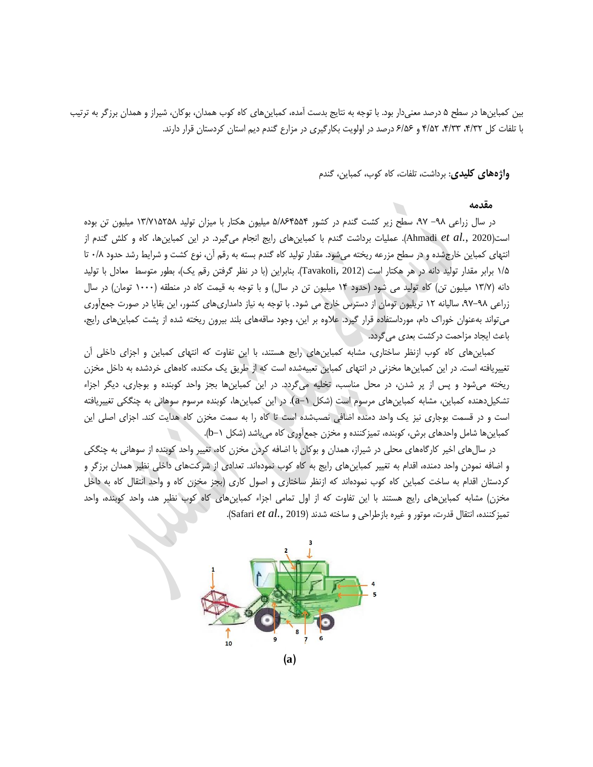بین کمباین‌ها در سطح ۵ درصد معنی‌دار بود. با توجه به نتایج بدست آمده، کمباین‌های کاه کوب همدان، بوکان، شیراز و همدان برزگر به ترتیب با تلفات کل ۴/۳۲، ۴/۳۳، ۴/۵۲ و ۶/۵۶ درصد در اولویت بکارگیری در مزارع گندم دیم استان کردستان قرار دارند.

**واژه‌های کلیدی**: برداشت، تلفات، کاه کوب، کمباین، گندم

## مقدمه

در سال زراعی ۹۸- ۹۷، سطح زیر کشت گندم در کشور ۵/۸۶۴۵۵۴ میلیون هکتار با میزان تولید ۱۳/۷۱۵۲۵۸ میلیون تن بوده است(Ahmadi *et al.*, 2020). عملیات برداشت گندم با کمباین‌های رایج انجام می‌گیرد. در این کمباین‌ها، کاه و کلش گندم از انتهای کمباین خارج‌شده و در سطح مزرعه ریخته می‌شود. مقدار تولید کاه گندم بسته به رقم آن، نوع کشت و شرایط رشد حدود ۰/۸ تا ۱/۵ برابر مقدار تولید دانه در هر هکتار است (Tavakoli, 2012). بنابراین (با در نظر گرفتن رقم یک)، بطور متوسط معادل با تولید دانه (۱۳/۷ میلیون تن) کاه تولید می شود (حدود ۱۴ میلیون تن در سال) و با توجه به قیمت کاه در منطقه (۱۰۰۰ تومان) در سال زراعی ۹۸-۹۷، سالیانه ۱۲ تریلیون تومان از دسترس خارج می شود. با توجه به نیاز دامداری‌های کشور، این بقایا در صورت جمع‌آوری می‌تواند به‌عنوان خوراک دام، مورداستفاده قرار گیرد. علاوه بر این، وجود ساقه‌های بلند بیرون ریخته شده از پشت کمباین‌های رایج، باعث ایجاد مزاحمت درکشت بعدی می‌گردد.

کمباین‌های کاه کوب ازنظر ساختاری، مشابه کمباین‌های رایج هستند، با این تفاوت که انتهای کمباین و اجزای داخلی آن تغییریافته است. در این کمباین‌ها مخزنی در انتهای کمباین تعبیه‌شده است که از طریق یک مکنده، کاه‌های خردشده به داخل مخزن ریخته می‌شود و پس از پر شدن، در محل مناسب، تخلیه می‌گردد. در این کمباین‌ها بجز واحد کوبنده و بوجاری، دیگر اجزاء تشکیل‌دهنده کمباین، مشابه کمباین‌های مرسوم است (شکل ۱-a). در این کمباین‌ها، کوبنده مرسوم سوهانی به چنگکی تغییریافته است و در قسمت بوجاری نیز یک واحد دمنده اضافی نصب‌شده است تا کاه را به سمت مخزن کاه هدایت کند. اجزای اصلی این کمباین‌ها شامل واحدهای برش، کوبنده، تمیزکننده و مخزن جمع‌آوری کاه می‌باشد (شکل ۱-b).

در سال‌های اخیر کارگاه‌های محلی در شیراز، همدان و بوکان با اضافه کردن مخزن کاه، تغییر واحد کوبنده از سوهانی به چنگکی و اضافه نمودن واحد دمنده، اقدام به تغییر کمباین‌های رایج به کاه کوب نموده‌اند. تعدادی از شرکت‌های داخلی نظیر همدان برزگر و کردستان اقدام به ساخت کمباین کاه کوب نموده‌اند که ازنظر ساختاری و اصول کاری (بجز مخزن کاه و واحد انتقال کاه به داخل مخزن) مشابه کمباین‌های رایج هستند با این تفاوت که از اول تمامی اجزاء کمباین‌های کاه کوب نظیر هد، واحد کوبنده، واحد تمیزکننده، انتقال قدرت، موتور و غیره بازطراحی و ساخته شدند (Safari *et al.*, 2019).

(a)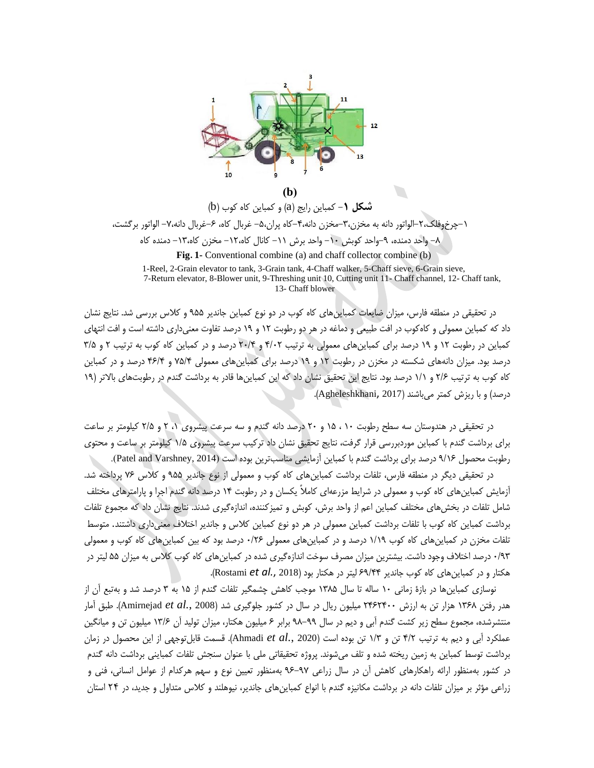**(b)**

**شکل ۱**- کمباین رایج (a) و کمباین کاه کوب (b)

۱-چرخ‌وفلک،۲-الواتور دانه به مخزن،۳-مخزن دانه،۴-کاه پران،۵- غربال کاه، ۶-غربال دانه،۷- الواتور برگشت،
۸- واحد دمنده، ۹-واحد کوبش ۱۰- واحد برش ۱۱- کانال کاه،۱۲- مخزن کاه،۱۳- دمنده کاه

**Fig. 1-** Conventional combine (a) and chaff collector combine (b)

1-Reel, 2-Grain elevator to tank, 3-Grain tank, 4-Chaff walker, 5-Chaff sieve, 6-Grain sieve, 7-Return elevator, 8-Blower unit, 9-Threshing unit 10, Cutting unit 11- Chaff channel, 12- Chaff tank, 13- Chaff blower

در تحقیقی در منطقه فارس، میزان ضایعات کمباین‌های کاه کوب در دو نوع کمباین جاندیر ۹۵۵ و کلاس بررسی شد. نتایج نشان داد که کمباین معمولی و کاه‌کوب در افت طبیعی و دماغه در هر دو رطوبت ۱۲ و ۱۹ درصد تفاوت معنی‌داری داشته است و افت انتهای کمباین در رطوبت ۱۲ و ۱۹ درصد برای کمباین‌های معمولی به ترتیب ۴/۰۲ و ۲۰/۴ درصد و در کمباین کاه کوب به ترتیب ۲ و ۳/۵ درصد بود. میزان دانه‌های شکسته در مخزن در رطوبت ۱۲ و ۱۹ درصد برای کمباین‌های معمولی ۷۵/۴ و ۴۶/۴ درصد و در کمباین کاه کوب به ترتیب ۲/۶ و ۱/۱ درصد بود. نتایج این تحقیق نشان داد که این کمباین‌ها قادر به برداشت گندم در رطوبت‌های بالاتر (۱۹ درصد) و با ریزش کمتر می‌باشند (Agheleshkhani, 2017).

در تحقیقی در هندوستان سه سطح رطوبت ۱۰ ، ۱۵ و ۲۰ درصد دانه گندم و سه سرعت پیشروی ۱، ۲ و ۲/۵ کیلومتر بر ساعت برای برداشت گندم با کمباین موردبررسی قرار گرفت، نتایج تحقیق نشان داد ترکیب سرعت پیشروی ۱/۵ کیلومتر بر ساعت و محتوی رطوبت محصول ۹/۱۶ درصد برای برداشت گندم با کمباین آزمایشی مناسب‌ترین بوده است (Patel and Varshney, 2014).

در تحقیقی دیگر در منطقه فارس، تلفات برداشت کمباین‌های کاه کوب و معمولی از نوع جاندیر ۹۵۵ و کلاس ۷۶ پرداخته شد. آزمایش کمباین‌های کاه کوب و معمولی در شرایط مزرعه‌ای کاملاً یکسان و در رطوبت ۱۴ درصد دانه گندم اجرا و پارامترهای مختلف شامل تلفات در بخش‌های مختلف کمباین اعم از واحد برش، کوبش و تمیزکننده، اندازه‌گیری شدند. نتایج نشان داد که مجموع تلفات برداشت کمباین کاه کوب با تلفات برداشت کمباین معمولی در هر دو نوع کمباین کلاس و جاندیر اختلاف معنی‌داری داشتند. متوسط تلفات مخزن در کمباین‌های کاه کوب ۱/۱۹ درصد و در کمباین‌های معمولی ۰/۲۶ درصد بود که بین کمباین‌های کاه کوب و معمولی ۰/۹۳ درصد اختلاف وجود داشت. بیشترین میزان مصرف سوخت اندازه‌گیری شده در کمباین‌های کاه کوب کلاس به میزان ۵۵ لیتر در هکتار و در کمباین‌های کاه کوب جاندیر ۶۹/۴۴ لیتر در هکتار بود (Rostami *et al.*, 2018).

نوسازی کمباین‌ها در بازهٔ زمانی ۱۰ ساله تا سال ۱۳۸۵ موجب کاهش چشمگیر تلفات گندم از ۱۵ به ۳ درصد شد و به‌تبع آن از هدر رفتن ۱۳۶۸ هزار تن به ارزش ۲۴۶۲۴۰۰ میلیون ریال در سال در کشور جلوگیری شد (Amirnejad *et al.*, 2008). طبق آمار منتشرشده، مجموع سطح زیر کشت گندم آبی و دیم در سال ۹۹-۹۸ برابر ۶ میلیون هکتار، میزان تولید آن ۱۳/۶ میلیون تن و میانگین عملکرد آبی و دیم به ترتیب ۴/۲ تن و ۱/۳ تن بوده است (Ahmadi *et al.*, 2020). قسمت قابل‌توجهی از این محصول در زمان برداشت توسط کمباین به زمین ریخته شده و تلف می‌شوند. پروژه تحقیقاتی ملی با عنوان سنجش تلفات کمباینی برداشت دانه گندم در کشور به‌منظور ارائه راهکارهای کاهش آن در سال زراعی ۹۷-۹۶ به‌منظور تعیین نوع و سهم هرکدام از عوامل انسانی، فنی و زراعی مؤثر بر میزان تلفات دانه در برداشت مکانیزه گندم با انواع کمباین‌های جاندیر، نیوهلند و کلاس متداول و جدید، در ۲۴ استان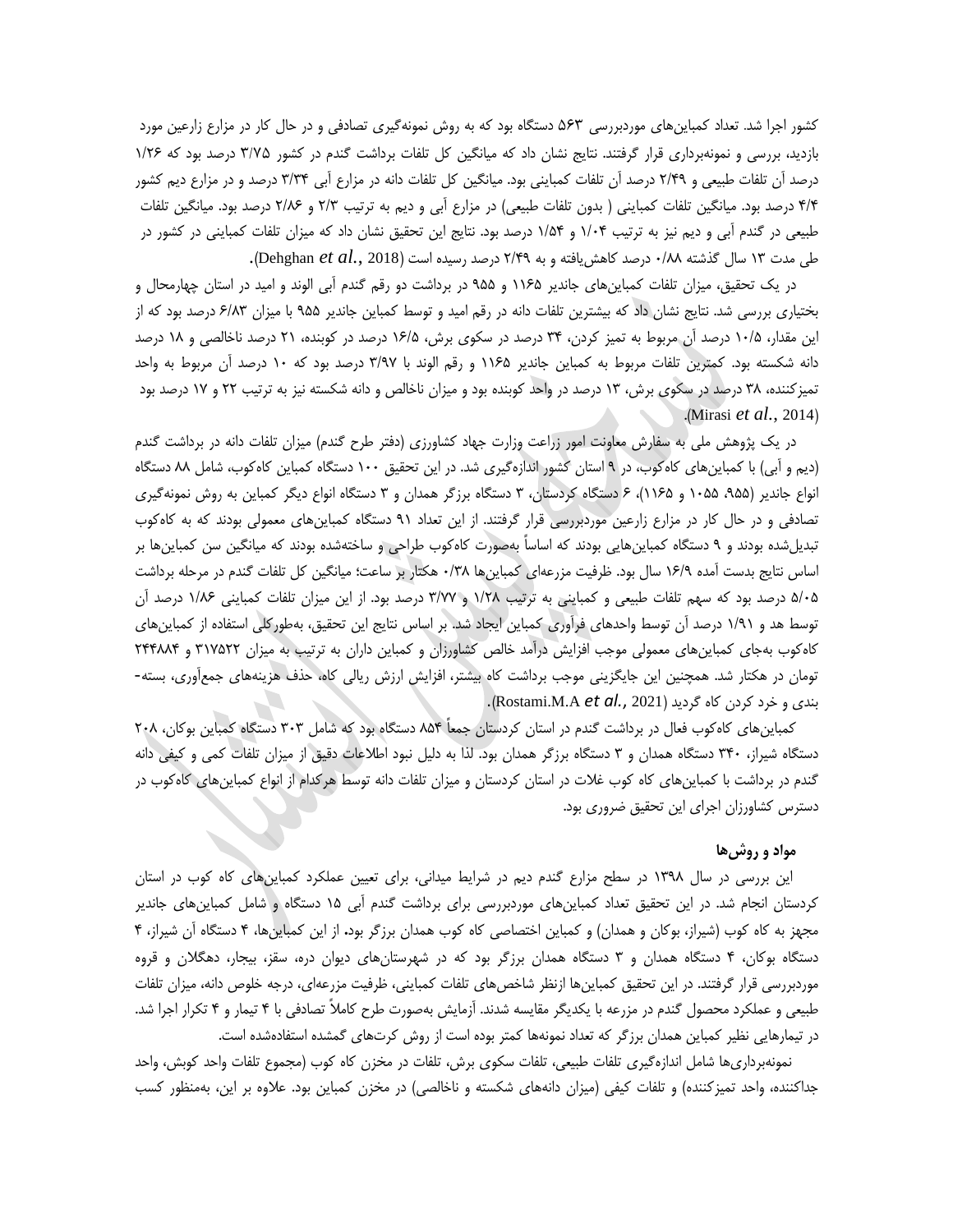کشور اجرا شد. تعداد کمباین‌های موردبررسی ۵۶۳ دستگاه بود که به روش نمونه‌گیری تصادفی و در حال کار در مزارع زارعین مورد بازدید، بررسی و نمونه‌برداری قرار گرفتند. نتایج نشان داد که میانگین کل تلفات برداشت گندم در کشور ۳/۷۵ درصد بود که ۱/۲۶ درصد آن تلفات طبیعی و ۲/۴۹ درصد آن تلفات کمباینی بود. میانگین کل تلفات دانه در مزارع آبی ۳/۳۴ درصد و در مزارع دیم کشور ۴/۴ درصد بود. میانگین تلفات کمباینی ( بدون تلفات طبیعی) در مزارع آبی و دیم به ترتیب ۲/۳ و ۲/۸۶ درصد بود. میانگین تلفات طبیعی در گندم آبی و دیم نیز به ترتیب ۱/۰۴ و ۱/۵۴ درصد بود. نتایج این تحقیق نشان داد که میزان تلفات کمباینی در کشور در طی مدت ۱۳ سال گذشته ۰/۸۸ درصد کاهش‌یافته و به ۲/۴۹ درصد رسیده است (Dehghan *et al.*, 2018).

در یک تحقیق، میزان تلفات کمباین‌های جاندیر ۱۱۶۵ و ۹۵۵ در برداشت دو رقم گندم آبی الوند و امید در استان چهارمحال و بختیاری بررسی شد. نتایج نشان داد که بیشترین تلفات دانه در رقم امید و توسط کمباین جاندیر ۹۵۵ با میزان ۶/۸۳ درصد بود که از این مقدار، ۱۰/۵ درصد آن مربوط به تمیز کردن، ۳۴ درصد در سکوی برش، ۱۶/۵ درصد در کوبنده، ۲۱ درصد ناخالصی و ۱۸ درصد دانه شکسته بود. کمترین تلفات مربوط به کمباین جاندیر ۱۱۶۵ و رقم الوند با ۳/۹۷ درصد بود که ۱۰ درصد آن مربوط به واحد تمیزکننده، ۳۸ درصد در سکوی برش، ۱۳ درصد در واحد کوبنده بود و میزان ناخالص و دانه شکسته نیز به ترتیب ۲۲ و ۱۷ درصد بود (Mirasi *et al.*, 2014).

در یک پژوهش ملی به سفارش معاونت امور زراعت وزارت جهاد کشاورزی (دفتر طرح گندم) میزان تلفات دانه در برداشت گندم (دیم و آبی) با کمباین‌های کاه‌کوب، در ۹ استان کشور اندازه‌گیری شد. در این تحقیق ۱۰۰ دستگاه کمباین کاه‌کوب، شامل ۸۸ دستگاه انواع جاندیر (۹۵۵، ۱۰۵۵ و ۱۱۶۵)، ۶ دستگاه کردستان، ۳ دستگاه برزگر همدان و ۳ دستگاه انواع دیگر کمباین به روش نمونه‌گیری تصادفی و در حال کار در مزارع زارعین موردبررسی قرار گرفتند. از این تعداد ۹۱ دستگاه کمباین‌های معمولی بودند که به کاه‌کوب تبدیل‌شده بودند و ۹ دستگاه کمباین‌هایی بودند که اساساً به‌صورت کاه‌کوب طراحی و ساخته‌شده بودند که میانگین سن کمباین‌ها بر اساس نتایج بدست آمده ۱۶/۹ سال بود. ظرفیت مزرعه‌ای کمباین‌ها ۰/۳۸ هکتار بر ساعت؛ میانگین کل تلفات گندم در مرحله برداشت ۵/۰۵ درصد بود که سهم تلفات طبیعی و کمباینی به ترتیب ۱/۲۸ و ۳/۷۷ درصد بود. از این میزان تلفات کمباینی ۱/۸۶ درصد آن توسط هد و ۱/۹۱ درصد آن توسط واحدهای فرآوری کمباین ایجاد شد. بر اساس نتایج این تحقیق، به‌طورکلی استفاده از کمباین‌های کاه‌کوب به‌جای کمباین‌های معمولی موجب افزایش درآمد خالص کشاورزان و کمباین داران به ترتیب به میزان ۳۱۷۵۲۲ و ۲۴۴۸۸۴ تومان در هکتار شد. همچنین این جایگزینی موجب برداشت کاه بیشتر، افزایش ارزش ریالی کاه، حذف هزینه‌های جمع‌آوری، بسته‌بندی و خرد کردن کاه گردید (Rostami.M.A *et al.*, 2021).

کمباین‌های کاه‌کوب فعال در برداشت گندم در استان کردستان جمعاً ۸۵۴ دستگاه بود که شامل ۳۰۳ دستگاه کمباین بوکان، ۲۰۸ دستگاه شیراز، ۳۴۰ دستگاه همدان و ۳ دستگاه برزگر همدان بود. لذا به دلیل نبود اطلاعات دقیق از میزان تلفات کمی و کیفی دانه گندم در برداشت با کمباین‌های کاه کوب غلات در استان کردستان و میزان تلفات دانه توسط هرکدام از انواع کمباین‌های کاه‌کوب در دسترس کشاورزان اجرای این تحقیق ضروری بود.

## مواد و روش‌ها

این بررسی در سال ۱۳۹۸ در سطح مزارع گندم دیم در شرایط میدانی، برای تعیین عملکرد کمباین‌های کاه کوب در استان کردستان انجام شد. در این تحقیق تعداد کمباین‌های موردبررسی برای برداشت گندم آبی ۱۵ دستگاه و شامل کمباین‌های جاندیر مجهز به کاه کوب (شیراز، بوکان و همدان) و کمباین اختصاصی کاه کوب همدان برزگر بود. از این کمباین‌ها، ۴ دستگاه آن شیراز، ۴ دستگاه بوکان، ۴ دستگاه همدان و ۳ دستگاه همدان برزگر بود که در شهرستان‌های دیوان دره، سقز، بیجار، دهگلان و قروه موردبررسی قرار گرفتند. در این تحقیق کمباین‌ها ازنظر شاخص‌های تلفات کمباینی، ظرفیت مزرعه‌ای، درجه خلوص دانه، میزان تلفات طبیعی و عملکرد محصول گندم در مزرعه با یکدیگر مقایسه شدند. آزمایش به‌صورت طرح کاملاً تصادفی با ۴ تیمار و ۴ تکرار اجرا شد. در تیمارهایی نظیر کمباین همدان برزگر که تعداد نمونه‌ها کمتر بوده است از روش کرت‌های گمشده استفاده‌شده است.

نمونه‌برداری‌ها شامل اندازه‌گیری تلفات طبیعی، تلفات سکوی برش، تلفات در مخزن کاه کوب (مجموع تلفات واحد کوبش، واحد جداکننده، واحد تمیزکننده) و تلفات کیفی (میزان دانه‌های شکسته و ناخالصی) در مخزن کمباین بود. علاوه بر این، به‌منظور کسب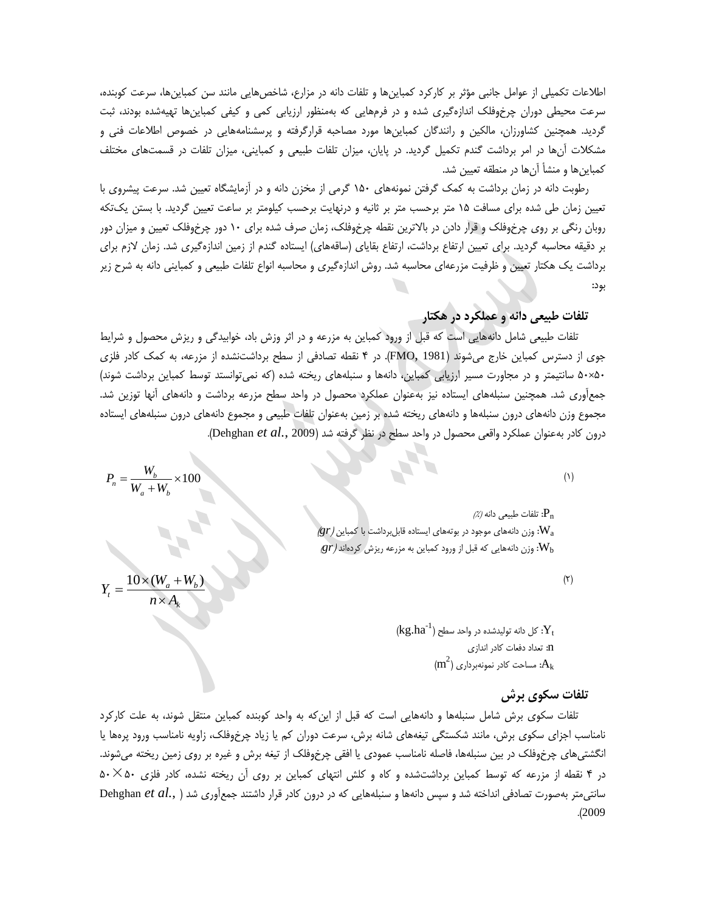اطلاعات تکمیلی از عوامل جانبی مؤثر بر کارکرد کمباین‌ها و تلفات دانه در مزارع، شاخص‌هایی مانند سن کمباین‌ها، سرعت کوبنده، سرعت محیطی دوران چرخ‌وفلک اندازه‌گیری شده و در فرم‌هایی که به‌منظور ارزیابی کمی و کیفی کمباین‌ها تهیه‌شده بودند، ثبت گردید. همچنین کشاورزان، مالکین و رانندگان کمباین‌ها مورد مصاحبه قرارگرفته و پرسشنامه‌هایی در خصوص اطلاعات فنی و مشکلات آن‌ها در امر برداشت گندم تکمیل گردید. در پایان، میزان تلفات طبیعی و کمباینی، میزان تلفات در قسمت‌های مختلف کمباین‌ها و منشأ آن‌ها در منطقه تعیین شد.

رطوبت دانه در زمان برداشت به کمک گرفتن نمونه‌های ۱۵۰ گرمی از مخزن دانه و در آزمایشگاه تعیین شد. سرعت پیشروی با تعیین زمان طی شده برای مسافت ۱۵ متر برحسب متر بر ثانیه و درنهایت برحسب کیلومتر بر ساعت تعیین گردید. با بستن یک‌تکه روبان رنگی بر روی چرخ‌وفلک و قرار دادن در بالاترین نقطه چرخ‌وفلک، زمان صرف شده برای ۱۰ دور چرخ‌وفلک تعیین و میزان دور بر دقیقه محاسبه گردید. برای تعیین ارتفاع برداشت، ارتفاع بقایای (ساقه‌های) ایستاده گندم از زمین اندازه‌گیری شد. زمان لازم برای برداشت یک هکتار تعیین و ظرفیت مزرعه‌ای محاسبه شد. روش اندازه‌گیری و محاسبه انواع تلفات طبیعی و کمباینی دانه به شرح زیر بود:

### تلفات طبیعی دانه و عملکرد در هکتار

تلفات طبیعی شامل دانه‌هایی است که قبل از ورود کمباین به مزرعه و در اثر وزش باد، خوابیدگی و ریزش محصول و شرایط جوی از دسترس کمباین خارج می‌شوند (FMO, 1981). در ۴ نقطه تصادفی از سطح برداشت‌نشده از مزرعه، به کمک کادر فلزی ۵۰×۵۰ سانتیمتر و در مجاورت مسیر ارزیابی کمباین، دانه‌ها و سنبله‌های ریخته شده (که نمی‌توانستد توسط کمباین برداشت شوند) جمع‌آوری شد. همچنین سنبله‌های ایستاده نیز به‌عنوان عملکرد محصول در واحد سطح مزرعه برداشت و دانه‌های آنها توزین شد. مجموع وزن دانه‌های درون سنبله‌ها و دانه‌های ریخته شده بر زمین به‌عنوان تلفات طبیعی و مجموع دانه‌های درون سنبله‌های ایستاده درون کادر به‌عنوان عملکرد واقعی محصول در واحد سطح در نظر گرفته شد (Dehghan *et al.*, 2009).

$$P_n = \frac{W_b}{W_a + W_b} \times 100 \qquad (۱)$$

$P_n$: تلفات طبیعی دانه (٪)

$W_a$: وزن دانه‌های موجود در بوته‌های ایستاده قابل‌برداشت با کمباین (*gr*)

$W_b$: وزن دانه‌هایی که قبل از ورود کمباین به مزرعه ریزش کرده‌اند (*gr*)

$$Y_t = \frac{10 \times (W_a + W_b)}{n \times A_k} \qquad (۲)$$

$Y_t$: کل دانه تولیدشده در واحد سطح ($kg.ha^{-1}$)

$n$: تعداد دفعات کادر اندازی

$A_k$: مساحت کادر نمونه‌برداری ($m^2$)

### تلفات سکوی برش

تلفات سکوی برش شامل سنبله‌ها و دانه‌هایی است که قبل از این‌که به واحد کوبنده کمباین منتقل شوند، به علت کارکرد نامناسب اجزای سکوی برش، مانند شکستگی تیغه‌های شانه برش، سرعت دوران کم یا زیاد چرخ‌وفلک، زاویه نامناسب ورود پره‌ها یا انگشتی‌های چرخ‌وفلک در بین سنبله‌ها، فاصله نامناسب عمودی یا افقی چرخ‌وفلک از تیغه برش و غیره بر روی زمین ریخته می‌شوند. در ۴ نقطه از مزرعه که توسط کمباین برداشت‌شده و کاه و کلش انتهای کمباین بر روی آن ریخته نشده، کادر فلزی ۵۰×۵۰ سانتی‌متر به‌صورت تصادفی انداخته شد و سپس دانه‌ها و سنبله‌هایی که در درون کادر قرار داشتند جمع‌آوری شد (Dehghan *et al.*, 2009).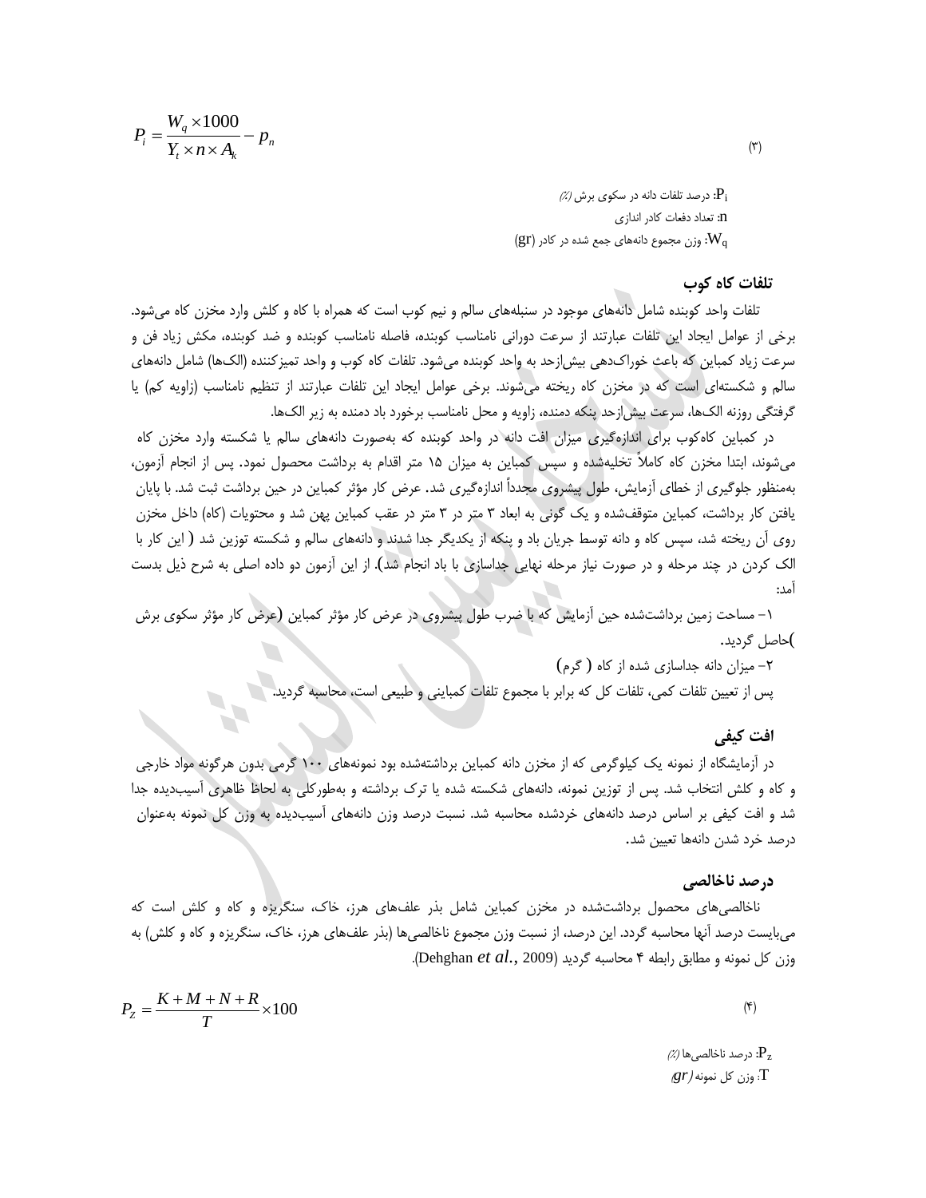$$P_i = \frac{W_q \times 1000}{Y_t \times n \times A_k} - p_n \qquad (۳)$$

$P_i$: درصد تلفات دانه در سکوی برش (٪)

n: تعداد دفعات کادر اندازی

$W_q$: وزن مجموع دانه‌های جمع شده در کادر (gr)

## تلفات کاه کوب

تلفات واحد کوبنده شامل دانه‌های موجود در سنبله‌های سالم و نیم کوب است که همراه با کاه و کلش وارد مخزن کاه می‌شود. برخی از عوامل ایجاد این تلفات عبارتند از سرعت دورانی نامناسب کوبنده، فاصله نامناسب کوبنده و ضد کوبنده، مکش زیاد فن و سرعت زیاد کمباین که باعث خوراک‌دهی بیش‌ازحد به واحد کوبنده می‌شود. تلفات کاه کوب و واحد تمیزکننده (الک‌ها) شامل دانه‌های سالم و شکسته‌ای است که در مخزن کاه ریخته می‌شوند. برخی عوامل ایجاد این تلفات عبارتند از تنظیم نامناسب (زاویه کم) یا گرفتگی روزنه الک‌ها، سرعت بیش‌ازحد پنکه دمنده، زاویه و محل نامناسب برخورد باد دمنده به زیر الک‌ها.

در کمباین کاه‌کوب برای اندازه‌گیری میزان افت دانه در واحد کوبنده که به‌صورت دانه‌های سالم یا شکسته وارد مخزن کاه می‌شوند، ابتدا مخزن کاه کاملاً تخلیه‌شده و سپس کمباین به میزان ۱۵ متر اقدام به برداشت محصول نمود. پس از انجام آزمون، به‌منظور جلوگیری از خطای آزمایش، طول پیشروی مجدداً اندازه‌گیری شد. عرض کار مؤثر کمباین در حین برداشت ثبت شد. با پایان یافتن کار برداشت، کمباین متوقف‌شده و یک گونی به ابعاد ۳ متر در ۳ متر در عقب کمباین پهن شد و محتویات (کاه) داخل مخزن روی آن ریخته شد، سپس کاه و دانه توسط جریان باد و پنکه از یکدیگر جدا شدند و دانه‌های سالم و شکسته توزین شد ( این کار با الک کردن در چند مرحله و در صورت نیاز مرحله نهایی جداسازی با باد انجام شد). از این آزمون دو داده اصلی به شرح ذیل بدست آمد:

۱- مساحت زمین برداشت‌شده حین آزمایش که با ضرب طول پیشروی در عرض کار مؤثر کمباین (عرض کار مؤثر سکوی برش )حاصل گردید.

۲- میزان دانه جداسازی شده از کاه ( گرم)

پس از تعیین تلفات کمی، تلفات کل که برابر با مجموع تلفات کمباینی و طبیعی است، محاسبه گردید.

## افت کیفی

در آزمایشگاه از نمونه یک کیلوگرمی که از مخزن دانه کمباین برداشته‌شده بود نمونه‌های ۱۰۰ گرمی بدون هرگونه مواد خارجی و کاه و کلش انتخاب شد. پس از توزین نمونه، دانه‌های شکسته شده یا ترک برداشته و به‌طورکلی به لحاظ ظاهری آسیب‌دیده جدا شد و افت کیفی بر اساس درصد دانه‌های خردشده محاسبه شد. نسبت درصد وزن دانه‌های آسیب‌دیده به وزن کل نمونه به‌عنوان درصد خرد شدن دانه‌ها تعیین شد.

## درصد ناخالصی

ناخالصی‌های محصول برداشت‌شده در مخزن کمباین شامل بذر علف‌های هرز، خاک، سنگریزه و کاه و کلش است که می‌بایست درصد آنها محاسبه گردد. این درصد، از نسبت وزن مجموع ناخالصی‌ها (بذر علف‌های هرز، خاک، سنگریزه و کاه و کلش) به وزن کل نمونه و مطابق رابطه ۴ محاسبه گردید (Dehghan *et al.*, 2009).

$$P_Z = \frac{K + M + N + R}{T} \times 100 \qquad (۴)$$

$P_Z$: درصد ناخالصی‌ها (٪)

T: وزن کل نمونه (gr)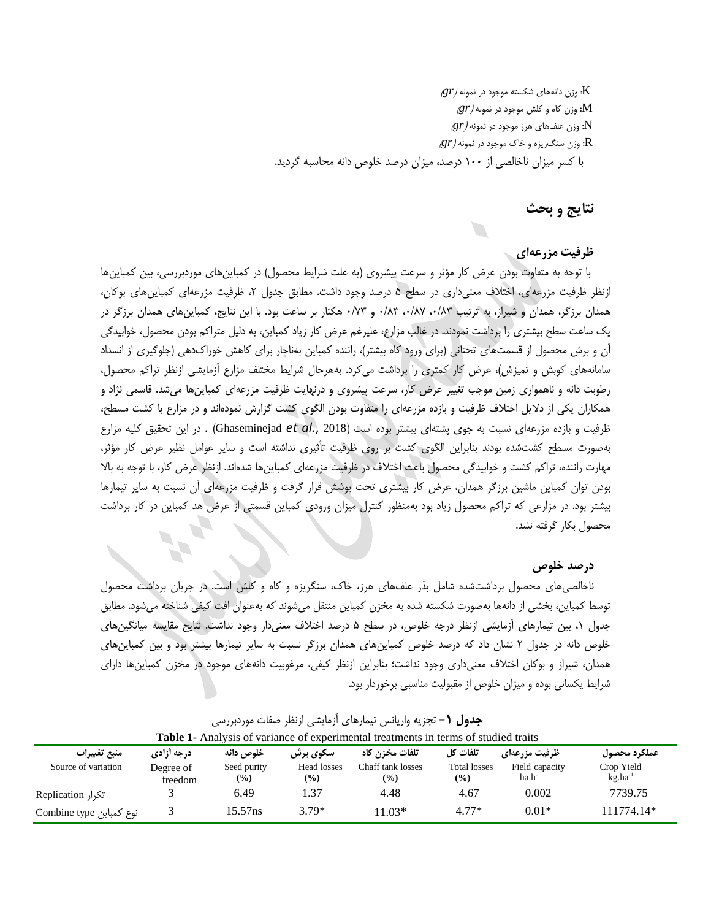K: وزن دانه‌های شکسته موجود در نمونه (gr)

M: وزن کاه و کلش موجود در نمونه (gr)

N: وزن علف‌های هرز موجود در نمونه (gr)

R: وزن سنگ‌ریزه و خاک موجود در نمونه (gr)

با کسر میزان ناخالصی از ۱۰۰ درصد، میزان درصد خلوص دانه محاسبه گردید.

## نتایج و بحث

### ظرفیت مزرعه‌ای

با توجه به متفاوت بودن عرض کار مؤثر و سرعت پیشروی (به علت شرایط محصول) در کمباین‌های موردبررسی، بین کمباین‌ها ازنظر ظرفیت مزرعه‌ای، اختلاف معنی‌داری در سطح ۵ درصد وجود داشت. مطابق جدول ۲، ظرفیت مزرعه‌ای کمباین‌های بوکان، همدان برزگر، همدان و شیراز، به ترتیب ۰/۸۳، ۰/۸۷، ۰/۸۳ و ۰/۷۳ هکتار بر ساعت بود. با این نتایج، کمباین‌های همدان برزگر در یک ساعت سطح بیشتری را برداشت نمودند. در غالب مزارع، علیرغم عرض کار زیاد کمباین، به دلیل متراکم بودن محصول، خوابیدگی آن و برش محصول از قسمت‌های تحتانی (برای ورود کاه بیشتر)، راننده کمباین به‌ناچار برای کاهش خوراک‌دهی (جلوگیری از انسداد سامانه‌های کوبش و تمیزش)، عرض کار کمتری را برداشت می‌کرد. به‌هرحال شرایط مختلف مزارع آزمایشی ازنظر تراکم محصول، رطوبت دانه و ناهمواری زمین موجب تغییر عرض کار، سرعت پیشروی و درنهایت ظرفیت مزرعه‌ای کمباین‌ها می‌شد. قاسمی نژاد و همکاران یکی از دلایل اختلاف ظرفیت و بازده مزرعه‌ای را متفاوت بودن الگوی کشت گزارش نموده‌اند و در مزارع با کشت مسطح، ظرفیت و بازده مزرعه‌ای نسبت به جوی پشته‌ای بیشتر بوده است (Ghaseminejad *et al.*, 2018) . در این تحقیق کلیه مزارع به‌صورت مسطح کشت‌شده بودند بنابراین الگوی کشت بر روی ظرفیت تأثیری نداشته است و سایر عوامل نظیر عرض کار مؤثر، مهارت راننده، تراکم کشت و خوابیدگی محصول باعث اختلاف در ظرفیت مزرعه‌ای کمباین‌ها شده‌اند. ازنظر عرض کار، با توجه به بالا بودن توان کمباین ماشین برزگر همدان، عرض کار بیشتری تحت پوشش قرار گرفت و ظرفیت مزرعه‌ای آن نسبت به سایر تیمارها بیشتر بود. در مزارعی که تراکم محصول زیاد بود به‌منظور کنترل میزان ورودی کمباین قسمتی از عرض هد کمباین در کار برداشت محصول بکار گرفته نشد.

### درصد خلوص

ناخالصی‌های محصول برداشت‌شده شامل بذر علف‌های هرز، خاک، سنگریزه و کاه و کلش است. در جریان برداشت محصول توسط کمباین، بخشی از دانه‌ها به‌صورت شکسته شده به مخزن کمباین منتقل می‌شوند که به‌عنوان افت کیفی شناخته می‌شود. مطابق جدول ۱، بین تیمارهای آزمایشی ازنظر درجه خلوص، در سطح ۵ درصد اختلاف معنی‌دار وجود نداشت. نتایج مقایسه میانگین‌های خلوص دانه در جدول ۲ نشان داد که درصد خلوص کمباین‌های همدان برزگر نسبت به سایر تیمارها بیشتر بود و بین کمباین‌های همدان، شیراز و بوکان اختلاف معنی‌داری وجود نداشت؛ بنابراین ازنظر کیفی، مرغوبیت دانه‌های موجود در مخزن کمباین‌ها دارای شرایط یکسانی بوده و میزان خلوص از مقبولیت مناسبی برخوردار بود.

**جدول ۱**- تجزیه واریانس تیمارهای آزمایشی ازنظر صفات موردبررسی

**Table 1**- Analysis of variance of experimental treatments in terms of studied traits

| منبع تغییرات Source of variation | درجه آزادی Degree of freedom | خلوص دانه Seed purity (%) | سکوی برش Head losses (%) | تلفات مخزن کاه Chaff tank losses (%) | تلفات کل Total losses (%) | ظرفیت مزرعه‌ای Field capacity $ha.h^{-1}$ | عملکرد محصول Crop Yield $kg.ha^{-1}$ |
|---|---|---|---|---|---|---|---|
| تکرار Replication | 3 | 6.49 | 1.37 | 4.48 | 4.67 | 0.002 | 7739.75 |
| نوع کمباین Combine type | 3 | 15.57ns | 3.79* | 11.03* | 4.77* | 0.01* | 111774.14* |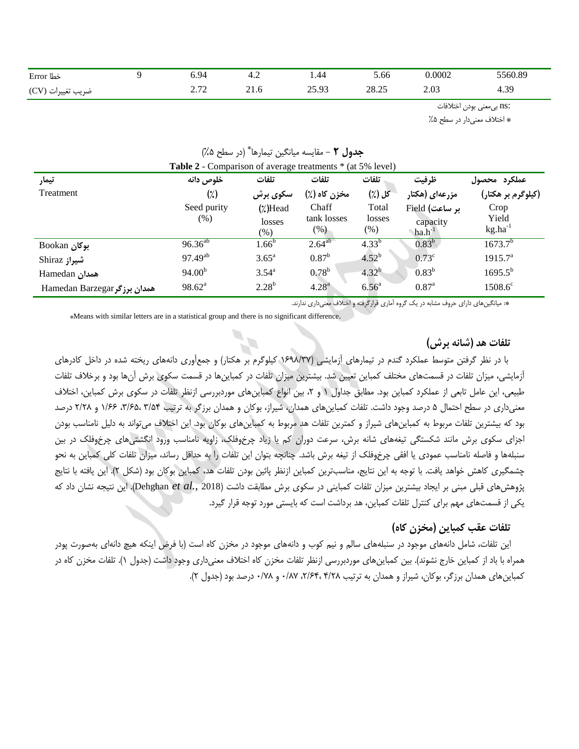| خطا Error | 9 | 6.94 | 4.2 | 1.44 | 5.66 | 0.0002 | 5560.89 |
|---|---|---|---|---|---|---|---|
| ضریب تغییرات (CV) | | 2.72 | 21.6 | 25.93 | 28.25 | 2.03 | 4.39 |

ns: بی‌معنی بودن اختلافات

* اختلاف معنی‌دار در سطح ۵٪

**جدول ۲** – مقایسه میانگین تیمارها* (در سطح ۵٪)

**Table 2** - Comparison of average treatments * (at 5% level)

| تیمار Treatment | خلوص دانه (٪) Seed purity (%) | تلفات سکوی برش (٪) Head losses (%) | تلفات مخزن کاه (٪) Chaff tank losses (%) | تلفات کل (٪) Total losses (%) | ظرفیت مزرعه‌ای (هکتار بر ساعت) Field capacity $ha.h^{-1}$ | عملکرد محصول (کیلوگرم بر هکتار) Crop Yield $kg.ha^{-1}$ |
|---|---|---|---|---|---|---|
| Bookan **بوکان** | $96.36^{ab}$ | $1.66^{b}$ | $2.64^{ab}$ | $4.33^{b}$ | $0.83^{b}$ | $1673.7^{b}$ |
| Shiraz **شیراز** | $97.49^{ab}$ | $3.65^{a}$ | $0.87^{b}$ | $4.52^{b}$ | $0.73^{c}$ | $1915.7^{a}$ |
| Hamedan **همدان** | $94.00^{b}$ | $3.54^{a}$ | $0.78^{b}$ | $4.32^{b}$ | $0.83^{b}$ | $1695.5^{b}$ |
| Hamedan Barzegar **همدان برزگر** | $98.62^{a}$ | $2.28^{b}$ | $4.28^{a}$ | $6.56^{a}$ | $0.87^{a}$ | $1508.6^{c}$ |

*: میانگین‌های دارای حروف مشابه در یک گروه آماری قرارگرفته و اختلاف معنی‌داری ندارند.

*Means with similar letters are in a statistical group and there is no significant difference.

## تلفات هد (شانه برش)

با در نظر گرفتن متوسط عملکرد گندم در تیمارهای آزمایشی (۱۶۹۸/۳۷ کیلوگرم بر هکتار) و جمع‌آوری دانه‌های ریخته شده در داخل کادرهای آزمایشی، میزان تلفات در قسمت‌های مختلف کمباین تعیین شد. بیشترین میزان تلفات در کمباین‌ها در قسمت سکوی برش آن‌ها بود و برخلاف تلفات طبیعی، این عامل تابعی از عملکرد کمباین بود. مطابق جداول ۱ و ۲، بین انواع کمباین‌های موردبررسی ازنظر تلفات در سکوی برش کمباین، اختلاف معنی‌داری در سطح احتمال ۵ درصد وجود داشت. تلفات کمباین‌های همدان، شیراز، بوکان و همدان برزگر به ترتیب ۳/۵۴، ۳/۶۵، ۱/۶۶ و ۲/۲۸ درصد بود که بیشترین تلفات مربوط به کمباین‌های شیراز و کمترین تلفات هد مربوط به کمباین‌های بوکان بود. این اختلاف می‌تواند به دلیل نامناسب بودن اجزای سکوی برش مانند شکستگی تیغه‌های شانه برش، سرعت دوران کم یا زیاد چرخ‌وفلک، زاویه نامناسب ورود انگشتی‌های چرخ‌وفلک در بین سنبله‌ها و فاصله نامناسب عمودی یا افقی چرخ‌وفلک از تیغه برش باشد. چنانچه بتوان این تلفات را به حداقل رساند، میزان تلفات کلی کمباین به نحو چشمگیری کاهش خواهد یافت. با توجه به این نتایج، مناسب‌ترین کمباین ازنظر پائین بودن تلفات هد، کمباین بوکان بود (شکل ۲). این یافته با نتایج پژوهش‌های قبلی مبنی بر ایجاد بیشترین میزان تلفات کمباینی در سکوی برش مطابقت داشت (Dehghan *et al.*, 2018). این نتیجه نشان داد که یکی از قسمت‌های مهم برای کنترل تلفات کمباین، هد برداشت است که بایستی مورد توجه قرار گیرد.

## تلفات عقب کمباین (مخزن کاه)

این تلفات، شامل دانه‌های موجود در سنبله‌های سالم و نیم کوب و دانه‌های موجود در مخزن کاه است (با فرض اینکه هیچ دانه‌ای به‌صورت پودر همراه با باد از کمباین خارج نشوند). بین کمباین‌های موردبررسی ازنظر تلفات مخزن کاه اختلاف معنی‌داری وجود داشت (جدول ۱). تلفات مخزن کاه در کمباین‌های همدان برزگر، بوکان، شیراز و همدان به ترتیب ۴/۲۸، ۲/۶۴، ۰/۸۷ و ۰/۷۸ درصد بود (جدول ۲).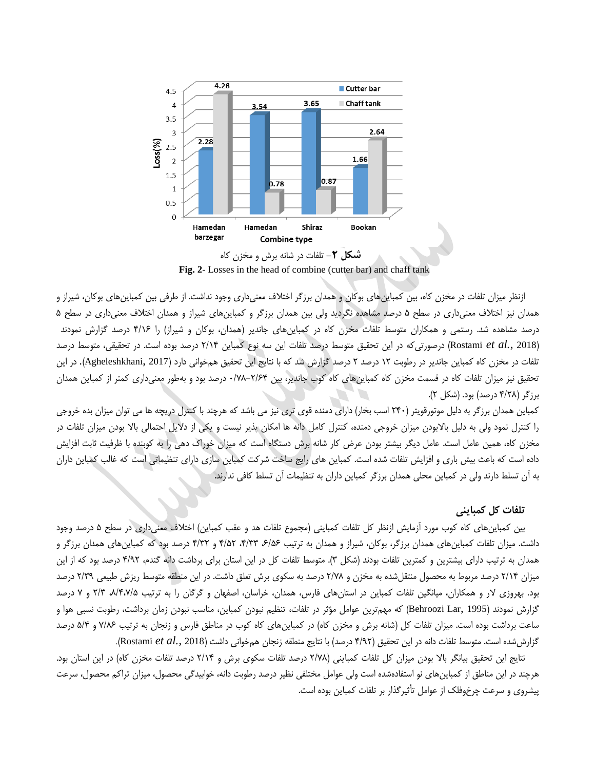شکل ۲– تلفات در شانه برش و مخزن کاه

**Fig. 2**- Losses in the head of combine (cutter bar) and chaff tank

ازنظر میزان تلفات در مخزن کاه، بین کمباین‌های بوکان و همدان برزگر اختلاف معنی‌داری وجود نداشت. از طرفی بین کمباین‌های بوکان، شیراز و همدان نیز اختلاف معنی‌داری در سطح ۵ درصد مشاهده نگردید ولی بین همدان برزگر و کمباین‌های شیراز و همدان اختلاف معنی‌داری در سطح ۵ درصد مشاهده شد. رستمی و همکاران متوسط تلفات مخزن کاه در کمباین‌های جاندیر (همدان، بوکان و شیراز) را ۴/۱۶ درصد گزارش نمودند (Rostami *et al.*, 2018) درصورتی‌که در این تحقیق متوسط درصد تلفات این سه نوع کمباین ۲/۱۴ درصد بوده است. در تحقیقی، متوسط درصد تلفات در مخزن کاه کمباین جاندیر در رطوبت ۱۲ درصد ۲ درصد گزارش شد که با نتایج این تحقیق هم‌خوانی دارد (Agheleshkhani, 2017). در این تحقیق نیز میزان تلفات کاه در قسمت مخزن کاه کمباین‌های کاه کوب جاندیر، بین ۲/۶۴–۰/۷۸ درصد بود و به‌طور معنی‌داری کمتر از کمباین همدان برزگر (۴/۲۸ درصد) بود. (شکل ۲).

کمباین همدان برزگر به دلیل موتورقویتر (۲۴۰ اسب بخار) دارای دمنده قوی تری نیز می باشد که هرچند با کنترل دریچه ها می توان میزان بده خروجی را کنترل نمود ولی به دلیل بالابودن میزان خروجی دمنده، کنترل کامل دانه ها امکان پذیر نیست و یکی از دلایل احتمالی بالا بودن میزان تلفات در مخزن کاه، همین عامل است. عامل دیگر بیشتر بودن عرض کار شانه برش دستگاه است که میزان خوراک دهی را به کوبنده با ظرفیت ثابت افزایش داده است که باعث بیش باری و افزایش تلفات شده است. کمباین های رایج ساخت شرکت کمباین سازی دارای تنظیماتی است که غالب کمباین داران به آن تسلط دارند ولی در کمباین محلی همدان برزگر کمباین داران به تنظیمات آن تسلط کافی ندارند.

## تلفات کل کمباینی

بین کمباین‌های کاه کوب مورد آزمایش ازنظر کل تلفات کمباینی (مجموع تلفات هد و عقب کمباین) اختلاف معنی‌داری در سطح ۵ درصد وجود داشت. میزان تلفات کمباین‌های همدان برزگر، بوکان، شیراز و همدان به ترتیب ۶/۵۶، ۴/۳۳، ۴/۵۲ و ۴/۳۲ درصد بود که کمباین‌های همدان برزگر و همدان به ترتیب دارای بیشترین و کمترین تلفات بودند (شکل ۳). متوسط تلفات کل در این استان برای برداشت دانه گندم، ۴/۹۲ درصد بود که از این میزان ۲/۱۴ درصد مربوط به محصول منتقل‌شده به مخزن و ۲/۷۸ درصد به سکوی برش تعلق داشت. در این منطقه متوسط ریزش طبیعی ۲/۳۹ درصد بود. بهروزی لار و همکاران، میانگین تلفات کمباین در استان‌های فارس، همدان، خراسان، اصفهان و گرگان را به ترتیب ۸/۴،۷/۵، ۲/۳ و ۷ درصد گزارش نمودند (Behroozi Lar, 1995) که مهم‌ترین عوامل مؤثر در تلفات، تنظیم نبودن کمباین، مناسب نبودن زمان برداشت، رطوبت نسبی هوا و ساعت برداشت بوده است. میزان تلفات کل (شانه برش و مخزن کاه) در کمباین‌های کاه کوب در مناطق فارس و زنجان به ترتیب ۷/۸۶ و ۵/۴ درصد گزارش‌شده است. متوسط تلفات دانه در این تحقیق (۴/۹۲ درصد) با نتایج منطقه زنجان هم‌خوانی داشت (Rostami *et al.*, 2018).

نتایج این تحقیق بیانگر بالا بودن میزان کل تلفات کمباینی (۲/۷۸ درصد تلفات سکوی برش و ۲/۱۴ درصد تلفات مخزن کاه) در این استان بود. هرچند در این مناطق از کمباین‌های نو استفاده‌شده است ولی عوامل مختلفی نظیر درصد رطوبت دانه، خوابیدگی محصول، میزان تراکم محصول، سرعت پیشروی و سرعت چرخ‌وفلک از عوامل تأثیرگذار بر تلفات کمباین بوده است.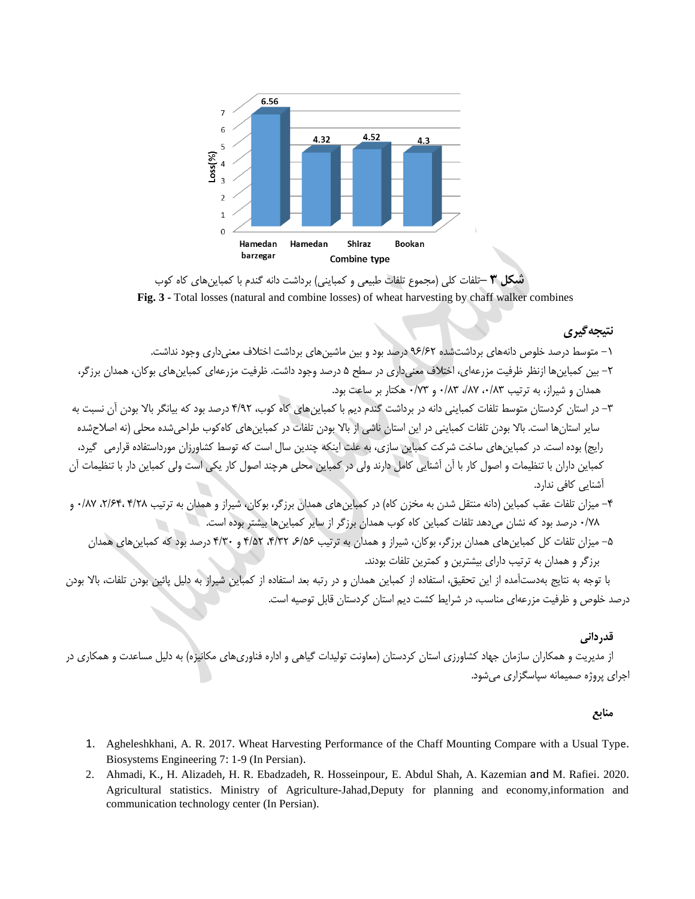**شکل ۳** –تلفات کلی (مجموع تلفات طبیعی و کمباینی) برداشت دانه گندم با کمباین‌های کاه کوب

**Fig. 3** - Total losses (natural and combine losses) of wheat harvesting by chaff walker combines

## نتیجه‌گیری

۱- متوسط درصد خلوص دانه‌های برداشت‌شده ۹۶/۶۲ درصد بود و بین ماشین‌های برداشت اختلاف معنی‌داری وجود نداشت.

۲- بین کمباین‌ها ازنظر ظرفیت مزرعه‌ای، اختلاف معنی‌داری در سطح ۵ درصد وجود داشت. ظرفیت مزرعه‌ای کمباین‌های بوکان، همدان برزگر، همدان و شیراز، به ترتیب ۰/۸۳، ۰/۸۷، ۰/۸۳ و ۰/۷۳ هکتار بر ساعت بود.

۳- در استان کردستان متوسط تلفات کمباینی دانه در برداشت گندم دیم با کمباین‌های کاه کوب، ۴/۹۲ درصد بود که بیانگر بالا بودن آن نسبت به سایر استان‌ها است. بالا بودن تلفات کمباینی در این استان ناشی از بالا بودن تلفات در کمباین‌های کاه‌کوب طراحی‌شده محلی (نه اصلاح‌شده رایج) بوده است. در کمباین‌های ساخت شرکت کمباین سازی، به علت اینکه چندین سال است که توسط کشاورزان مورداستفاده قرارمی گیرد، کمباین داران با تنظیمات و اصول کار با آن آشنایی کامل دارند ولی در کمباین محلی هرچند اصول کار یکی است ولی کمباین دار با تنظیمات آن آشنایی کافی ندارد.

۴- میزان تلفات عقب کمباین (دانه منتقل شدن به مخزن کاه) در کمباین‌های همدان برزگر، بوکان، شیراز و همدان به ترتیب ۴/۲۸، ۲/۶۴، ۰/۸۷ و ۰/۷۸ درصد بود که نشان می‌دهد تلفات کمباین کاه کوب همدان برزگر از سایر کمباین‌ها بیشتر بوده است.

۵- میزان تلفات کل کمباین‌های همدان برزگر، بوکان، شیراز و همدان به ترتیب ۶/۵۶، ۴/۳۲، ۴/۵۲ و ۴/۳۰ درصد بود که کمباین‌های همدان برزگر و همدان به ترتیب دارای بیشترین و کمترین تلفات بودند.

با توجه به نتایج به‌دست‌آمده از این تحقیق، استفاده از کمباین همدان و در رتبه بعد استفاده از کمباین شیراز به دلیل پائین بودن تلفات، بالا بودن درصد خلوص و ظرفیت مزرعه‌ای مناسب، در شرایط کشت دیم استان کردستان قابل توصیه است.

## قدردانی

از مدیریت و همکاران سازمان جهاد کشاورزی استان کردستان (معاونت تولیدات گیاهی و اداره فناوری‌های مکانیزه) به دلیل مساعدت و همکاری در اجرای پروژه صمیمانه سپاسگزاری می‌شود.

## منابع

1. Agheleshkhani, A. R. 2017. Wheat Harvesting Performance of the Chaff Mounting Compare with a Usual Type. Biosystems Engineering 7: 1-9 (In Persian).
2. Ahmadi, K., H. Alizadeh, H. R. Ebadzadeh, R. Hosseinpour, E. Abdul Shah, A. Kazemian and M. Rafiei. 2020. Agricultural statistics. Ministry of Agriculture-Jahad,Deputy for planning and economy,information and communication technology center (In Persian).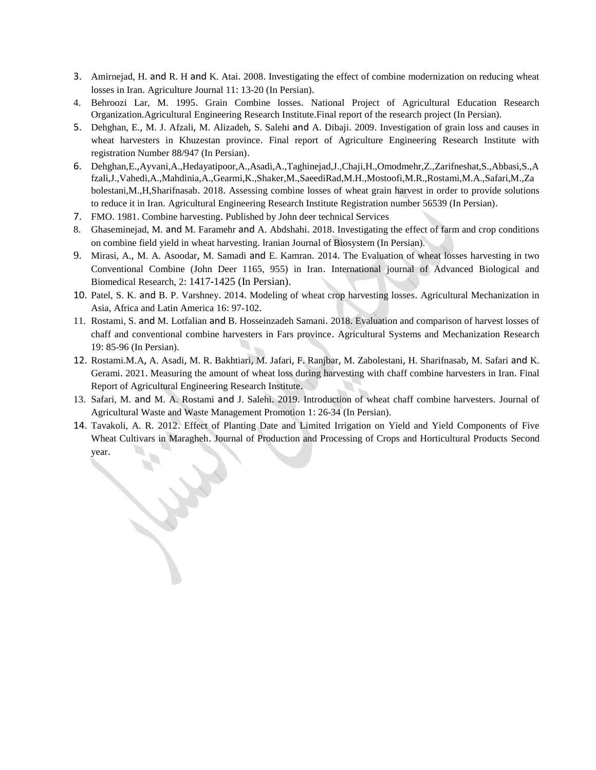3. Amirnejad, H. and R. H and K. Atai. 2008. Investigating the effect of combine modernization on reducing wheat losses in Iran. Agriculture Journal 11: 13-20 (In Persian).
4. Behroozi Lar, M. 1995. Grain Combine losses. National Project of Agricultural Education Research Organization.Agricultural Engineering Research Institute.Final report of the research project (In Persian).
5. Dehghan, E., M. J. Afzali, M. Alizadeh, S. Salehi and A. Dibaji. 2009. Investigation of grain loss and causes in wheat harvesters in Khuzestan province. Final report of Agriculture Engineering Research Institute with registration Number 88/947 (In Persian).
6. Dehghan,E.,Ayvani,A.,Hedayatipoor,A.,Asadi,A.,Taghinejad,J.,Chaji,H.,Omodmehr,Z.,Zarifneshat,S.,Abbasi,S.,Afzali,J.,Vahedi,A.,Mahdinia,A.,Gearmi,K.,Shaker,M.,SaeediRad,M.H.,Mostoofi,M.R.,Rostami,M.A.,Safari,M.,Zabolestani,M.,H,Sharifnasab. 2018. Assessing combine losses of wheat grain harvest in order to provide solutions to reduce it in Iran. Agricultural Engineering Research Institute Registration number 56539 (In Persian).
7. FMO. 1981. Combine harvesting. Published by John deer technical Services
8. Ghaseminejad, M. and M. Faramehr and A. Abdshahi. 2018. Investigating the effect of farm and crop conditions on combine field yield in wheat harvesting. Iranian Journal of Biosystem (In Persian).
9. Mirasi, A., M. A. Asoodar, M. Samadi and E. Kamran. 2014. The Evaluation of wheat losses harvesting in two Conventional Combine (John Deer 1165, 955) in Iran. International journal of Advanced Biological and Biomedical Research, 2: 1417-1425 (In Persian).
10. Patel, S. K. and B. P. Varshney. 2014. Modeling of wheat crop harvesting losses. Agricultural Mechanization in Asia, Africa and Latin America 16: 97-102.
11. Rostami, S. and M. Lotfalian and B. Hosseinzadeh Samani. 2018. Evaluation and comparison of harvest losses of chaff and conventional combine harvesters in Fars province. Agricultural Systems and Mechanization Research 19: 85-96 (In Persian).
12. Rostami.M.A, A. Asadi, M. R. Bakhtiari, M. Jafari, F. Ranjbar, M. Zabolestani, H. Sharifnasab, M. Safari and K. Gerami. 2021. Measuring the amount of wheat loss during harvesting with chaff combine harvesters in Iran. Final Report of Agricultural Engineering Research Institute.
13. Safari, M. and M. A. Rostami and J. Salehi. 2019. Introduction of wheat chaff combine harvesters. Journal of Agricultural Waste and Waste Management Promotion 1: 26-34 (In Persian).
14. Tavakoli, A. R. 2012. Effect of Planting Date and Limited Irrigation on Yield and Yield Components of Five Wheat Cultivars in Maragheh. Journal of Production and Processing of Crops and Horticultural Products Second year.